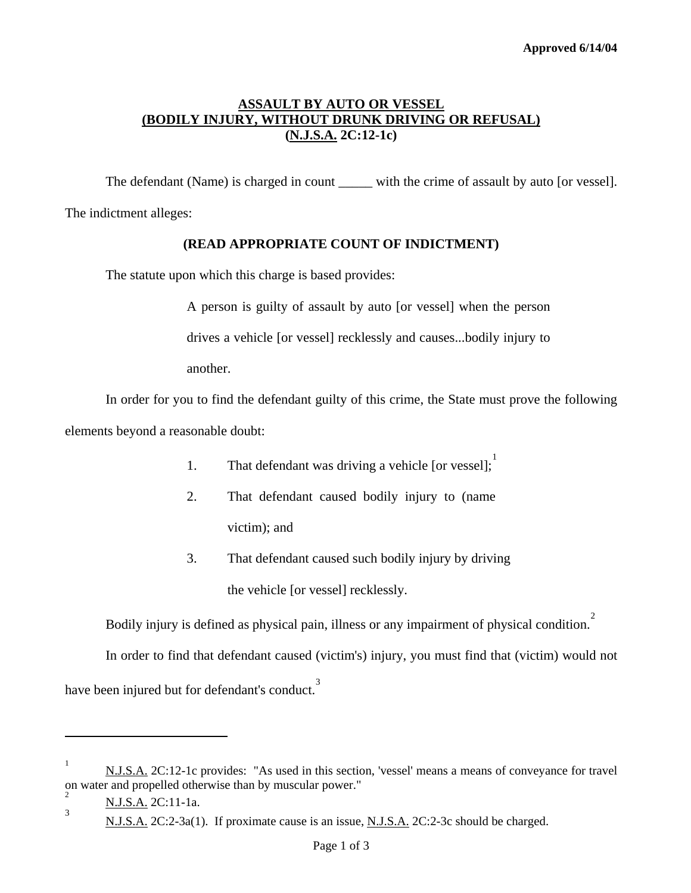Approved 6/14/04

# ASSAULT BY AUTO OR VESSEL
## (BODILY INJURY, WITHOUT DRUNK DRIVING OR REFUSAL)
## (N.J.S.A. 2C:12-1c)

The defendant (Name) is charged in count _____ with the crime of assault by auto [or vessel]. The indictment alleges:

**(READ APPROPRIATE COUNT OF INDICTMENT)**

The statute upon which this charge is based provides:

> A person is guilty of assault by auto [or vessel] when the person drives a vehicle [or vessel] recklessly and causes...bodily injury to another.

In order for you to find the defendant guilty of this crime, the State must prove the following elements beyond a reasonable doubt:

1. That defendant was driving a vehicle [or vessel];[1]
2. That defendant caused bodily injury to (name victim); and
3. That defendant caused such bodily injury by driving the vehicle [or vessel] recklessly.

Bodily injury is defined as physical pain, illness or any impairment of physical condition.[2]

In order to find that defendant caused (victim's) injury, you must find that (victim) would not have been injured but for defendant's conduct.[3]

---

[1] N.J.S.A. 2C:12-1c provides: "As used in this section, 'vessel' means a means of conveyance for travel on water and propelled otherwise than by muscular power."

[2] N.J.S.A. 2C:11-1a.

[3] N.J.S.A. 2C:2-3a(1). If proximate cause is an issue, N.J.S.A. 2C:2-3c should be charged.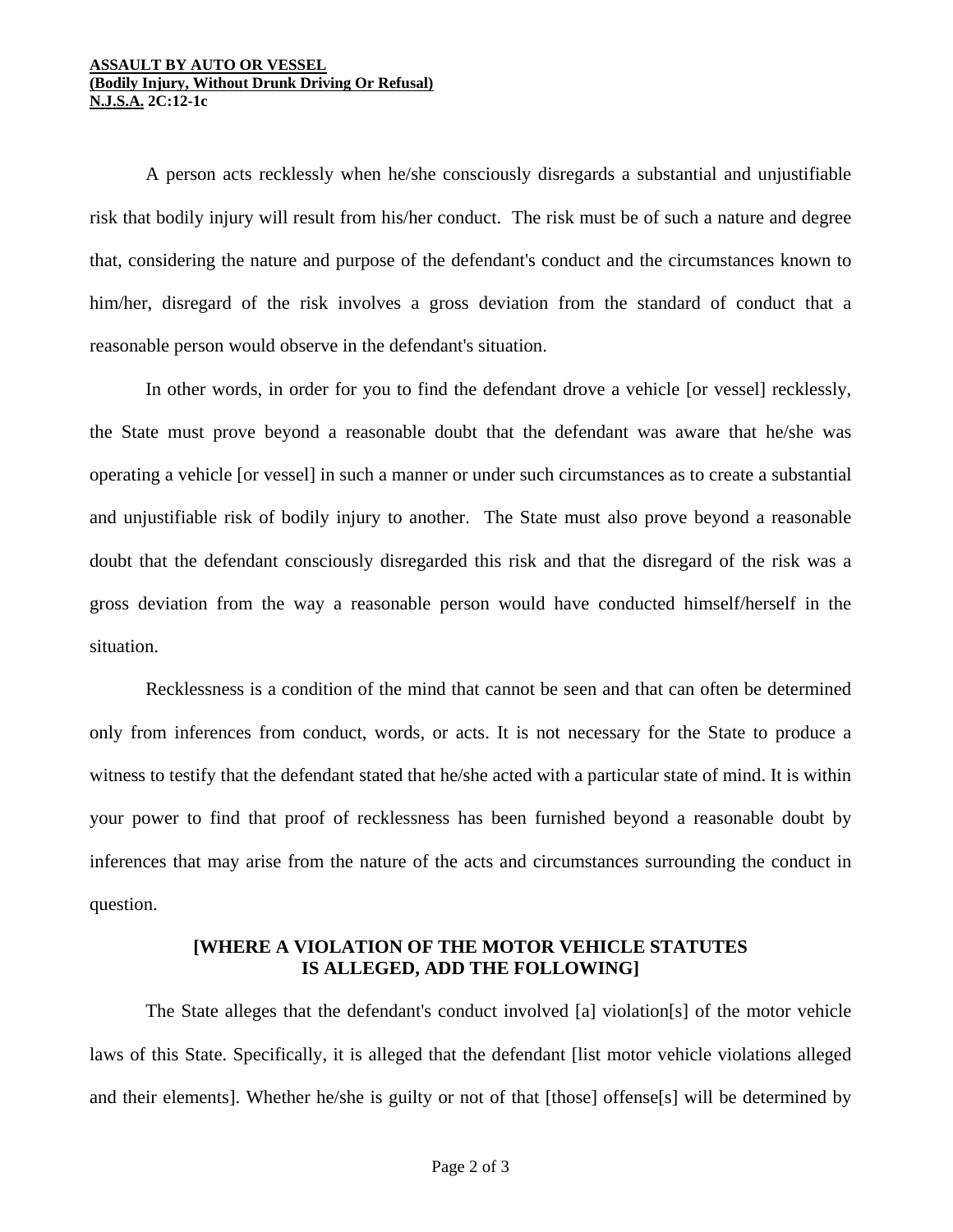A person acts recklessly when he/she consciously disregards a substantial and unjustifiable risk that bodily injury will result from his/her conduct. The risk must be of such a nature and degree that, considering the nature and purpose of the defendant's conduct and the circumstances known to him/her, disregard of the risk involves a gross deviation from the standard of conduct that a reasonable person would observe in the defendant's situation.

In other words, in order for you to find the defendant drove a vehicle [or vessel] recklessly, the State must prove beyond a reasonable doubt that the defendant was aware that he/she was operating a vehicle [or vessel] in such a manner or under such circumstances as to create a substantial and unjustifiable risk of bodily injury to another. The State must also prove beyond a reasonable doubt that the defendant consciously disregarded this risk and that the disregard of the risk was a gross deviation from the way a reasonable person would have conducted himself/herself in the situation.

Recklessness is a condition of the mind that cannot be seen and that can often be determined only from inferences from conduct, words, or acts. It is not necessary for the State to produce a witness to testify that the defendant stated that he/she acted with a particular state of mind. It is within your power to find that proof of recklessness has been furnished beyond a reasonable doubt by inferences that may arise from the nature of the acts and circumstances surrounding the conduct in question.

**[WHERE A VIOLATION OF THE MOTOR VEHICLE STATUTES IS ALLEGED, ADD THE FOLLOWING]**

The State alleges that the defendant's conduct involved [a] violation[s] of the motor vehicle laws of this State. Specifically, it is alleged that the defendant [list motor vehicle violations alleged and their elements]. Whether he/she is guilty or not of that [those] offense[s] will be determined by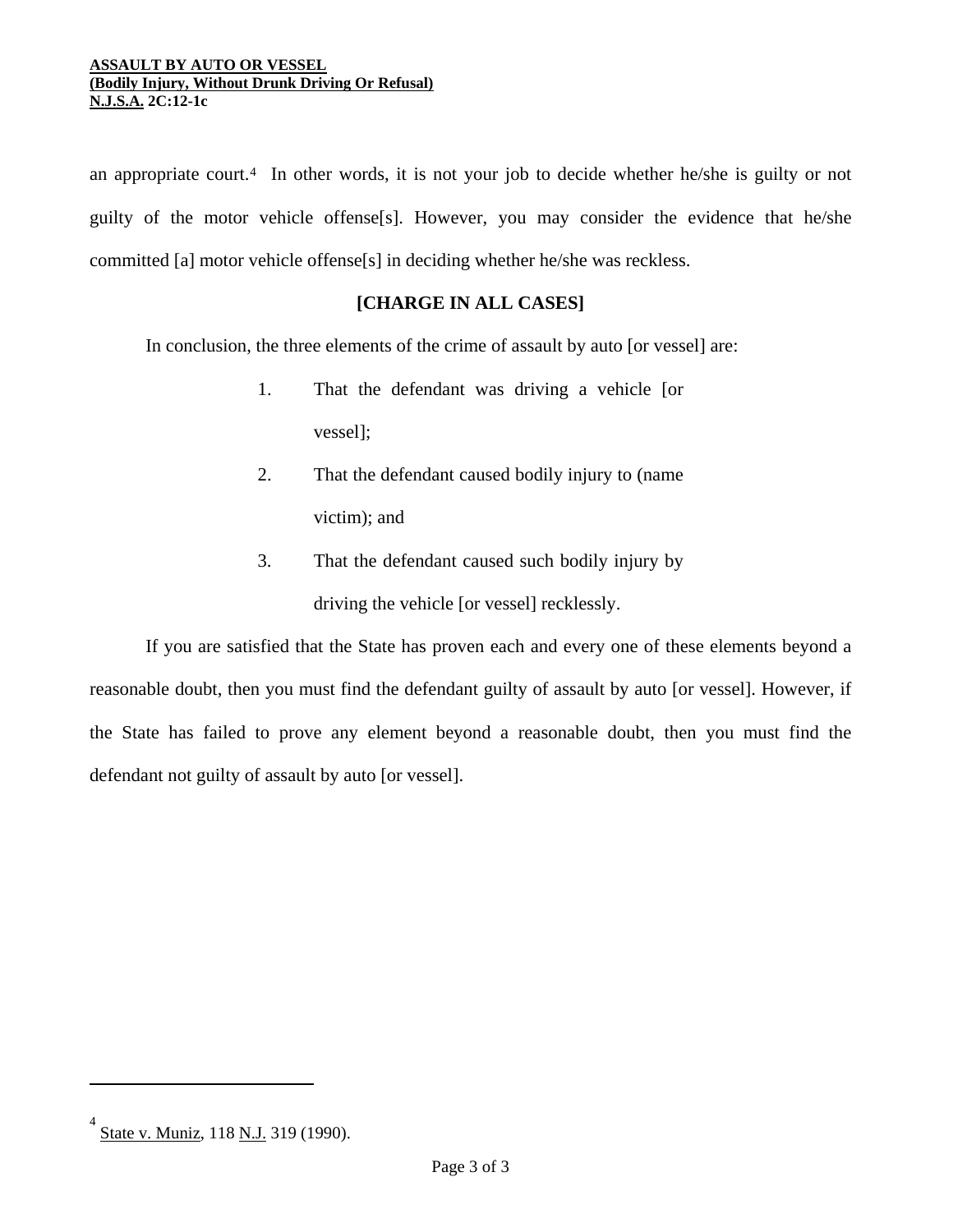an appropriate court.[4] In other words, it is not your job to decide whether he/she is guilty or not guilty of the motor vehicle offense[s]. However, you may consider the evidence that he/she committed [a] motor vehicle offense[s] in deciding whether he/she was reckless.

**[CHARGE IN ALL CASES]**

In conclusion, the three elements of the crime of assault by auto [or vessel] are:

1. That the defendant was driving a vehicle [or vessel];
2. That the defendant caused bodily injury to (name victim); and
3. That the defendant caused such bodily injury by driving the vehicle [or vessel] recklessly.

If you are satisfied that the State has proven each and every one of these elements beyond a reasonable doubt, then you must find the defendant guilty of assault by auto [or vessel]. However, if the State has failed to prove any element beyond a reasonable doubt, then you must find the defendant not guilty of assault by auto [or vessel].

---

[4] State v. Muniz, 118 N.J. 319 (1990).